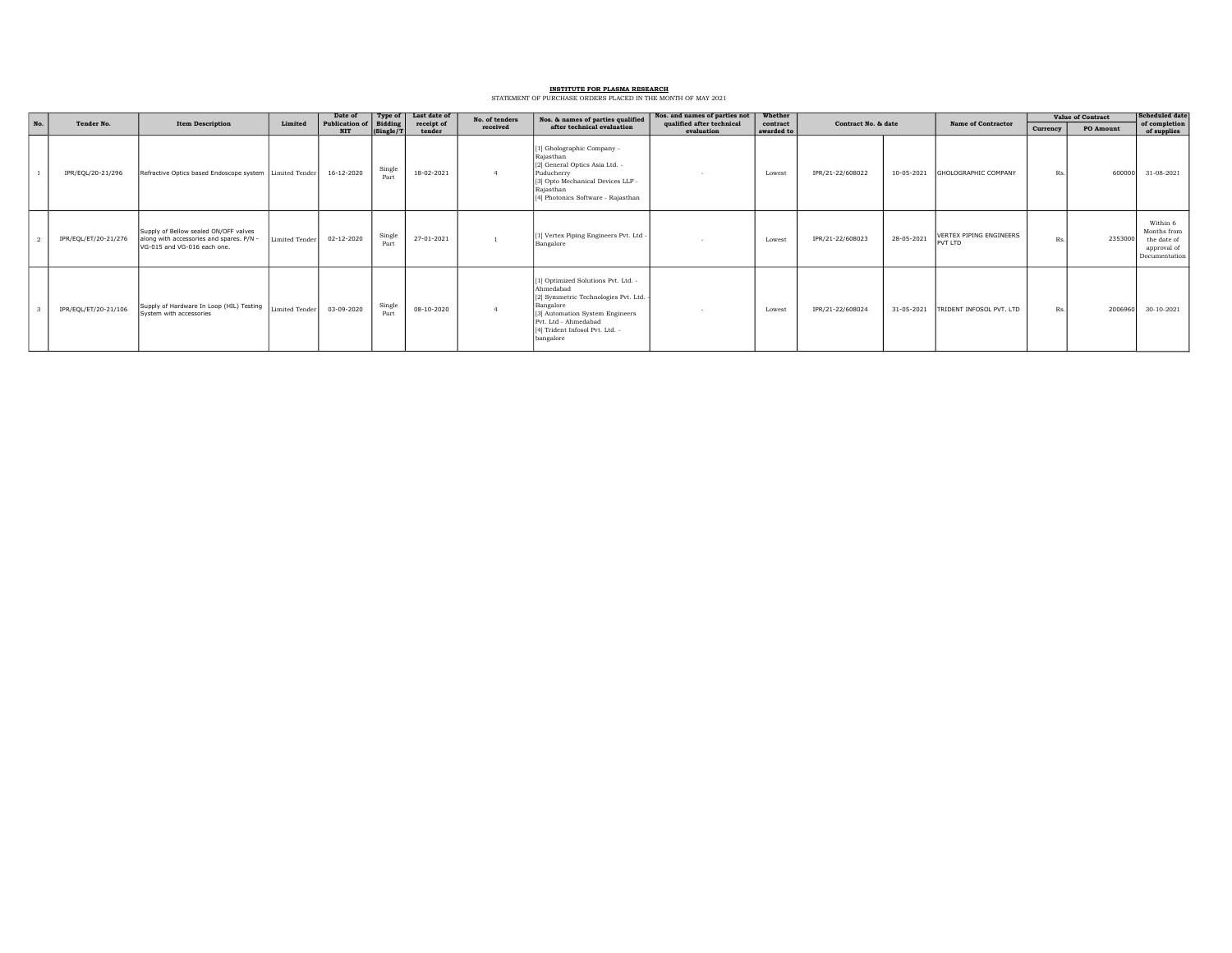**INSTITUTE FOR PLASMA RESEARCH**

STATEMENT OF PURCHASE ORDERS PLACED IN THE MONTH OF MAY 2021

| No. | Tender No. | Item Description | Limited | Date of Publication of NIT | Type of Bidding (Single/T | Last date of receipt of tender | No. of tenders received | Nos. & names of parties qualified after technical evaluation | Nos. and names of parties not qualified after technical evaluation | Whether contract awarded to | Contract No. & date | | Name of Contractor | Value of Contract | | Scheduled date of completion of supplies |
|---|---|---|---|---|---|---|---|---|---|---|---|---|---|---|---|---|
| | | | | | | | | | | | | | | Currency | PO Amount | |
| 1 | IPR/EQL/20-21/296 | Refractive Optics based Endoscope system | Limited Tender | 16-12-2020 | Single Part | 18-02-2021 | 4 | [1] Gholographic Company - Rajasthan [2] General Optics Asia Ltd. - Puducherry [3] Opto Mechanical Devices LLP - Rajasthan [4] Photonics Software - Rajasthan | - | Lowest | IPR/21-22/608022 | 10-05-2021 | GHOLOGRAPHIC COMPANY | Rs. | 600000 | 31-08-2021 |
| 2 | IPR/EQL/ET/20-21/276 | Supply of Bellow sealed ON/OFF valves along with accessories and spares. P/N - VG-015 and VG-016 each one. | Limited Tender | 02-12-2020 | Single Part | 27-01-2021 | 1 | [1] Vertex Piping Engineers Pvt. Ltd - Bangalore | - | Lowest | IPR/21-22/608023 | 28-05-2021 | VERTEX PIPING ENGINEERS PVT LTD | Rs. | 2353000 | Within 6 Months from the date of approval of Documentation |
| 3 | IPR/EQL/ET/20-21/106 | Supply of Hardware In Loop (HIL) Testing System with accessories | Limited Tender | 03-09-2020 | Single Part | 08-10-2020 | 4 | [1] Optimized Solutions Pvt. Ltd. - Ahmedabad [2] Symmetric Technologies Pvt. Ltd. - Bangalore [3] Automation System Engineers Pvt. Ltd - Ahmedabad [4] Trident Infosol Pvt. Ltd. - bangalore | - | Lowest | IPR/21-22/608024 | 31-05-2021 | TRIDENT INFOSOL PVT. LTD | Rs. | 2006960 | 30-10-2021 |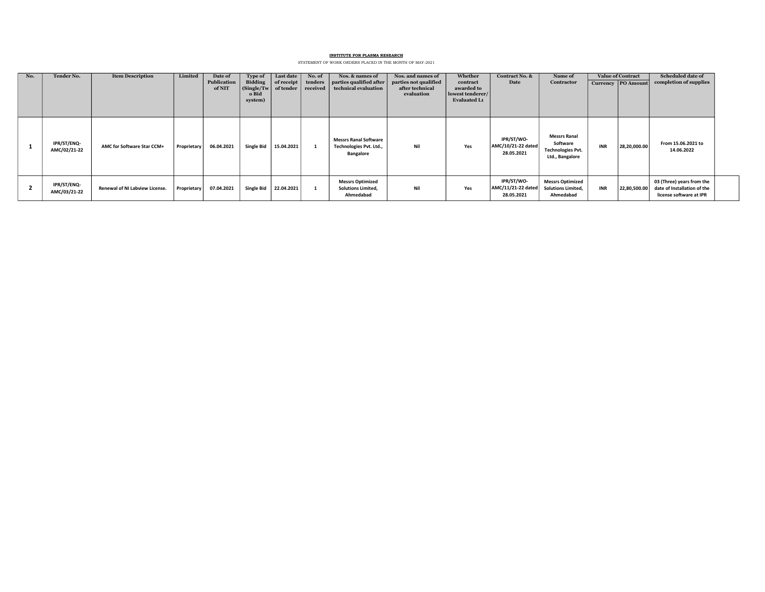**INSTITUTE FOR PLASMA RESEARCH**

STATEMENT OF WORK ORDERS PLACED IN THE MONTH OF MAY-2021

| No. | Tender No. | Item Description | Limited | Date of Publication of NIT | Type of Bidding (Single/Two Bid system) | Last date of receipt of tender | No. of tenders received | Nos. & names of parties qualified after technical evaluation | Nos. and names of parties not qualified after technical evaluation | Whether contract awarded to lowest tenderer/ Evaluated L1 | Contract No. & Date | Name of Contractor | Value of Contract | | Scheduled date of completion of supplies |
|---|---|---|---|---|---|---|---|---|---|---|---|---|---|---|---|
| | | | | | | | | | | | | | Currency | PO Amount | |
| 1 | IPR/ST/ENQ-AMC/02/21-22 | AMC for Software Star CCM+ | Proprietary | 06.04.2021 | Single Bid | 15.04.2021 | 1 | Messrs Ranal Software Technologies Pvt. Ltd., Bangalore | Nil | Yes | IPR/ST/WO-AMC/10/21-22 dated 28.05.2021 | Messrs Ranal Software Technologies Pvt. Ltd., Bangalore | INR | 28,20,000.00 | From 15.06.2021 to 14.06.2022 |
| 2 | IPR/ST/ENQ-AMC/03/21-22 | Renewal of NI Labview License. | Proprietary | 07.04.2021 | Single Bid | 22.04.2021 | 1 | Messrs Optimized Solutions Limited, Ahmedabad | Nil | Yes | IPR/ST/WO-AMC/11/21-22 dated 28.05.2021 | Messrs Optimized Solutions Limited, Ahmedabad | INR | 22,80,500.00 | 03 (Three) years from the date of Installation of the license software at IPR |